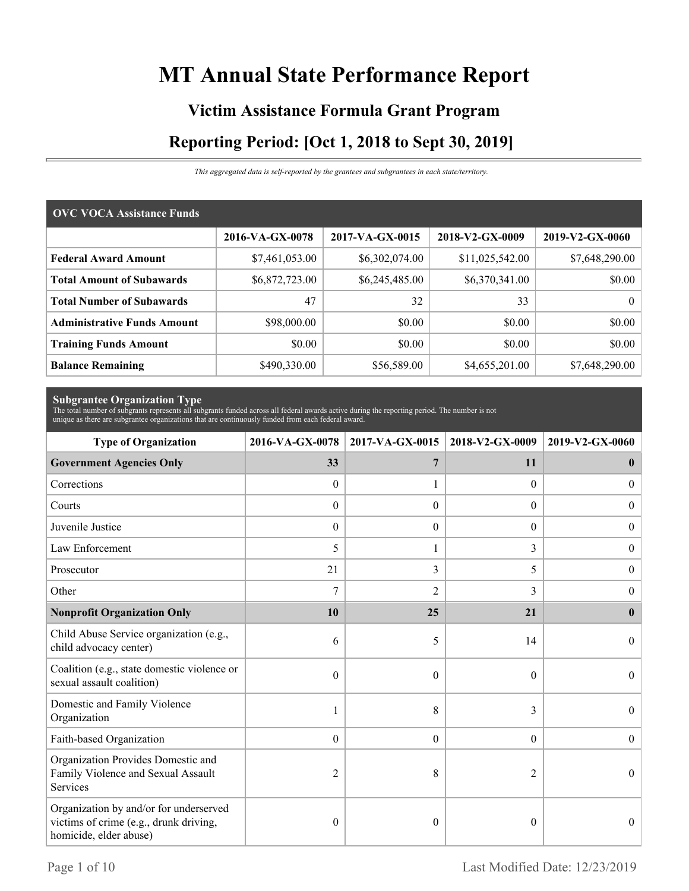# MT Annual State Performance Report

## Victim Assistance Formula Grant Program

## Reporting Period: [Oct 1, 2018 to Sept 30, 2019]

*This aggregated data is self-reported by the grantees and subgrantees in each state/territory.*

| OVC VOCA Assistance Funds | 2016-VA-GX-0078 | 2017-VA-GX-0015 | 2018-V2-GX-0009 | 2019-V2-GX-0060 |
|---|---|---|---|---|
| **Federal Award Amount** | $7,461,053.00 | $6,302,074.00 | $11,025,542.00 | $7,648,290.00 |
| **Total Amount of Subawards** | $6,872,723.00 | $6,245,485.00 | $6,370,341.00 | $0.00 |
| **Total Number of Subawards** | 47 | 32 | 33 | 0 |
| **Administrative Funds Amount** | $98,000.00 | $0.00 | $0.00 | $0.00 |
| **Training Funds Amount** | $0.00 | $0.00 | $0.00 | $0.00 |
| **Balance Remaining** | $490,330.00 | $56,589.00 | $4,655,201.00 | $7,648,290.00 |

**Subgrantee Organization Type**

The total number of subgrants represents all subgrants funded across all federal awards active during the reporting period. The number is not unique as there are subgrantee organizations that are continuously funded from each federal award.

| Type of Organization | 2016-VA-GX-0078 | 2017-VA-GX-0015 | 2018-V2-GX-0009 | 2019-V2-GX-0060 |
|---|---|---|---|---|
| **Government Agencies Only** | **33** | **7** | **11** | **0** |
| Corrections | 0 | 1 | 0 | 0 |
| Courts | 0 | 0 | 0 | 0 |
| Juvenile Justice | 0 | 0 | 0 | 0 |
| Law Enforcement | 5 | 1 | 3 | 0 |
| Prosecutor | 21 | 3 | 5 | 0 |
| Other | 7 | 2 | 3 | 0 |
| **Nonprofit Organization Only** | **10** | **25** | **21** | **0** |
| Child Abuse Service organization (e.g., child advocacy center) | 6 | 5 | 14 | 0 |
| Coalition (e.g., state domestic violence or sexual assault coalition) | 0 | 0 | 0 | 0 |
| Domestic and Family Violence Organization | 1 | 8 | 3 | 0 |
| Faith-based Organization | 0 | 0 | 0 | 0 |
| Organization Provides Domestic and Family Violence and Sexual Assault Services | 2 | 8 | 2 | 0 |
| Organization by and/or for underserved victims of crime (e.g., drunk driving, homicide, elder abuse) | 0 | 0 | 0 | 0 |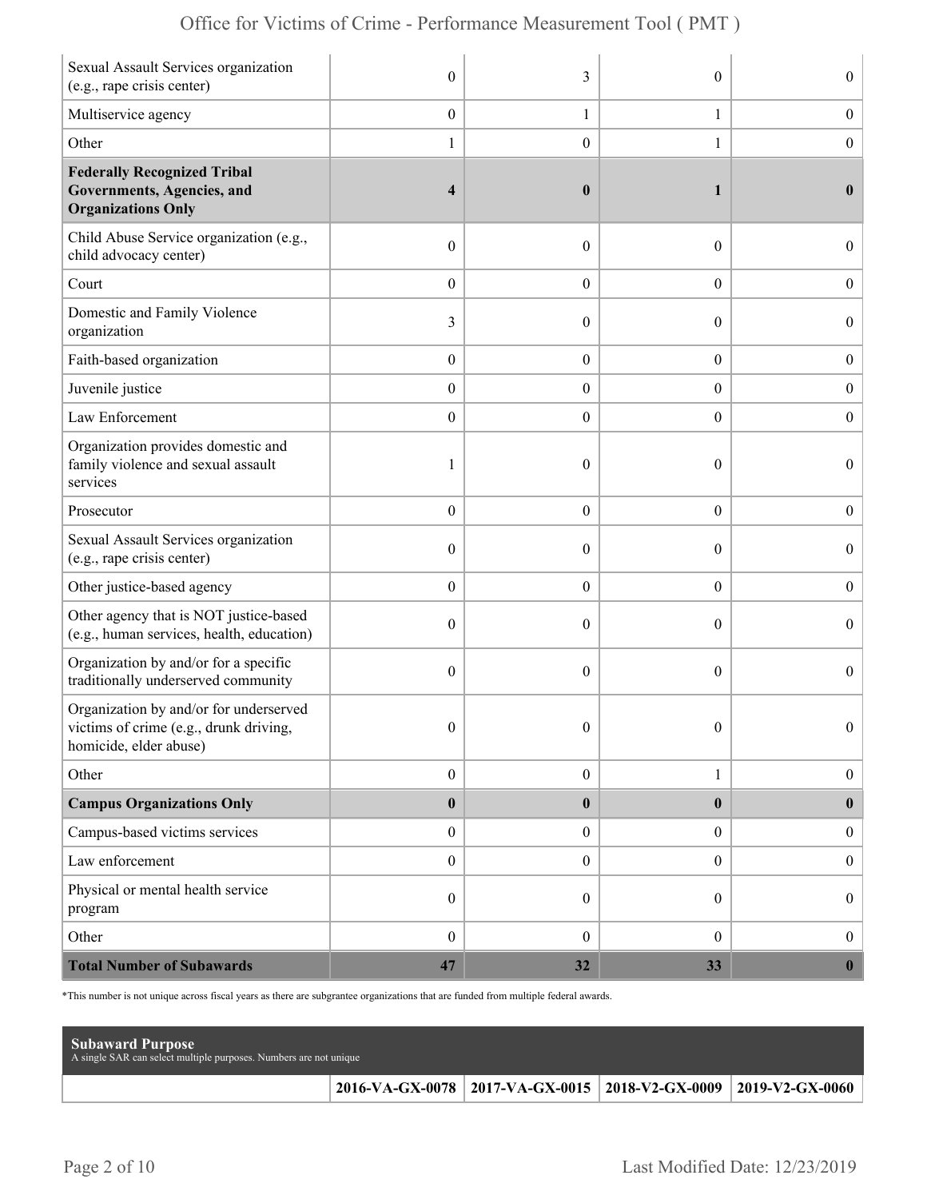| | | | | |
|---|---|---|---|---|
| Sexual Assault Services organization (e.g., rape crisis center) | 0 | 3 | 0 | 0 |
| Multiservice agency | 0 | 1 | 1 | 0 |
| Other | 1 | 0 | 1 | 0 |
| **Federally Recognized Tribal Governments, Agencies, and Organizations Only** | **4** | **0** | **1** | **0** |
| Child Abuse Service organization (e.g., child advocacy center) | 0 | 0 | 0 | 0 |
| Court | 0 | 0 | 0 | 0 |
| Domestic and Family Violence organization | 3 | 0 | 0 | 0 |
| Faith-based organization | 0 | 0 | 0 | 0 |
| Juvenile justice | 0 | 0 | 0 | 0 |
| Law Enforcement | 0 | 0 | 0 | 0 |
| Organization provides domestic and family violence and sexual assault services | 1 | 0 | 0 | 0 |
| Prosecutor | 0 | 0 | 0 | 0 |
| Sexual Assault Services organization (e.g., rape crisis center) | 0 | 0 | 0 | 0 |
| Other justice-based agency | 0 | 0 | 0 | 0 |
| Other agency that is NOT justice-based (e.g., human services, health, education) | 0 | 0 | 0 | 0 |
| Organization by and/or for a specific traditionally underserved community | 0 | 0 | 0 | 0 |
| Organization by and/or for underserved victims of crime (e.g., drunk driving, homicide, elder abuse) | 0 | 0 | 0 | 0 |
| Other | 0 | 0 | 1 | 0 |
| **Campus Organizations Only** | **0** | **0** | **0** | **0** |
| Campus-based victims services | 0 | 0 | 0 | 0 |
| Law enforcement | 0 | 0 | 0 | 0 |
| Physical or mental health service program | 0 | 0 | 0 | 0 |
| Other | 0 | 0 | 0 | 0 |
| **Total Number of Subawards** | **47** | **32** | **33** | **0** |

*This number is not unique across fiscal years as there are subgrantee organizations that are funded from multiple federal awards.

**Subaward Purpose**
A single SAR can select multiple purposes. Numbers are not unique

| | 2016-VA-GX-0078 | 2017-VA-GX-0015 | 2018-V2-GX-0009 | 2019-V2-GX-0060 |
|---|---|---|---|---|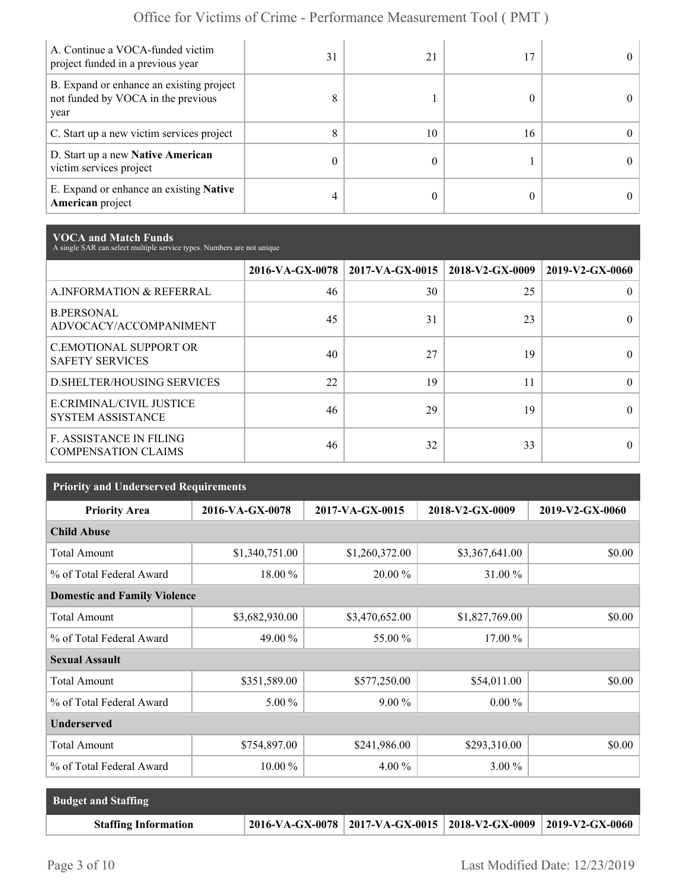| | | | | |
|---|---|---|---|---|
| A. Continue a VOCA-funded victim project funded in a previous year | 31 | 21 | 17 | 0 |
| B. Expand or enhance an existing project not funded by VOCA in the previous year | 8 | 1 | 0 | 0 |
| C. Start up a new victim services project | 8 | 10 | 16 | 0 |
| D. Start up a new **Native American** victim services project | 0 | 0 | 1 | 0 |
| E. Expand or enhance an existing **Native American** project | 4 | 0 | 0 | 0 |

## VOCA and Match Funds

A single SAR can select multiple service types. Numbers are not unique

| | 2016-VA-GX-0078 | 2017-VA-GX-0015 | 2018-V2-GX-0009 | 2019-V2-GX-0060 |
|---|---|---|---|---|
| A.INFORMATION & REFERRAL | 46 | 30 | 25 | 0 |
| B.PERSONAL ADVOCACY/ACCOMPANIMENT | 45 | 31 | 23 | 0 |
| C.EMOTIONAL SUPPORT OR SAFETY SERVICES | 40 | 27 | 19 | 0 |
| D.SHELTER/HOUSING SERVICES | 22 | 19 | 11 | 0 |
| E.CRIMINAL/CIVIL JUSTICE SYSTEM ASSISTANCE | 46 | 29 | 19 | 0 |
| F. ASSISTANCE IN FILING COMPENSATION CLAIMS | 46 | 32 | 33 | 0 |

## Priority and Underserved Requirements

| Priority Area | 2016-VA-GX-0078 | 2017-VA-GX-0015 | 2018-V2-GX-0009 | 2019-V2-GX-0060 |
|---|---|---|---|---|
| **Child Abuse** | | | | |
| Total Amount | $1,340,751.00 | $1,260,372.00 | $3,367,641.00 | $0.00 |
| % of Total Federal Award | 18.00 % | 20.00 % | 31.00 % | |
| **Domestic and Family Violence** | | | | |
| Total Amount | $3,682,930.00 | $3,470,652.00 | $1,827,769.00 | $0.00 |
| % of Total Federal Award | 49.00 % | 55.00 % | 17.00 % | |
| **Sexual Assault** | | | | |
| Total Amount | $351,589.00 | $577,250.00 | $54,011.00 | $0.00 |
| % of Total Federal Award | 5.00 % | 9.00 % | 0.00 % | |
| **Underserved** | | | | |
| Total Amount | $754,897.00 | $241,986.00 | $293,310.00 | $0.00 |
| % of Total Federal Award | 10.00 % | 4.00 % | 3.00 % | |

## Budget and Staffing

| Staffing Information | 2016-VA-GX-0078 | 2017-VA-GX-0015 | 2018-V2-GX-0009 | 2019-V2-GX-0060 |
|---|---|---|---|---|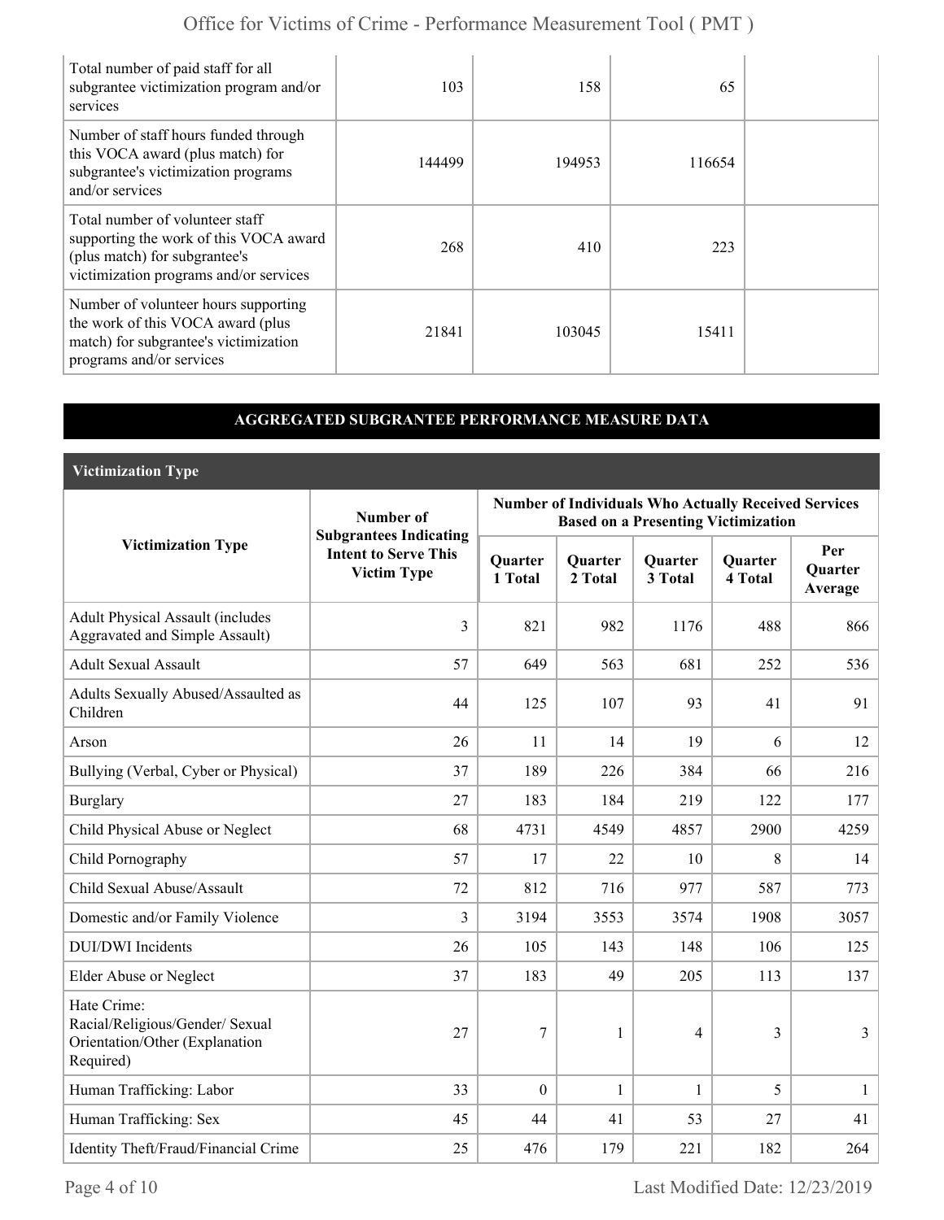| | | | | |
|---|---|---|---|---|
| Total number of paid staff for all subgrantee victimization program and/or services | 103 | 158 | 65 | |
| Number of staff hours funded through this VOCA award (plus match) for subgrantee's victimization programs and/or services | 144499 | 194953 | 116654 | |
| Total number of volunteer staff supporting the work of this VOCA award (plus match) for subgrantee's victimization programs and/or services | 268 | 410 | 223 | |
| Number of volunteer hours supporting the work of this VOCA award (plus match) for subgrantee's victimization programs and/or services | 21841 | 103045 | 15411 | |

## AGGREGATED SUBGRANTEE PERFORMANCE MEASURE DATA

### Victimization Type

| Victimization Type | Number of Subgrantees Indicating Intent to Serve This Victim Type | Number of Individuals Who Actually Received Services Based on a Presenting Victimization | | | | |
|---|---|---|---|---|---|---|
| | | Quarter 1 Total | Quarter 2 Total | Quarter 3 Total | Quarter 4 Total | Per Quarter Average |
| Adult Physical Assault (includes Aggravated and Simple Assault) | 3 | 821 | 982 | 1176 | 488 | 866 |
| Adult Sexual Assault | 57 | 649 | 563 | 681 | 252 | 536 |
| Adults Sexually Abused/Assaulted as Children | 44 | 125 | 107 | 93 | 41 | 91 |
| Arson | 26 | 11 | 14 | 19 | 6 | 12 |
| Bullying (Verbal, Cyber or Physical) | 37 | 189 | 226 | 384 | 66 | 216 |
| Burglary | 27 | 183 | 184 | 219 | 122 | 177 |
| Child Physical Abuse or Neglect | 68 | 4731 | 4549 | 4857 | 2900 | 4259 |
| Child Pornography | 57 | 17 | 22 | 10 | 8 | 14 |
| Child Sexual Abuse/Assault | 72 | 812 | 716 | 977 | 587 | 773 |
| Domestic and/or Family Violence | 3 | 3194 | 3553 | 3574 | 1908 | 3057 |
| DUI/DWI Incidents | 26 | 105 | 143 | 148 | 106 | 125 |
| Elder Abuse or Neglect | 37 | 183 | 49 | 205 | 113 | 137 |
| Hate Crime: Racial/Religious/Gender/ Sexual Orientation/Other (Explanation Required) | 27 | 7 | 1 | 4 | 3 | 3 |
| Human Trafficking: Labor | 33 | 0 | 1 | 1 | 5 | 1 |
| Human Trafficking: Sex | 45 | 44 | 41 | 53 | 27 | 41 |
| Identity Theft/Fraud/Financial Crime | 25 | 476 | 179 | 221 | 182 | 264 |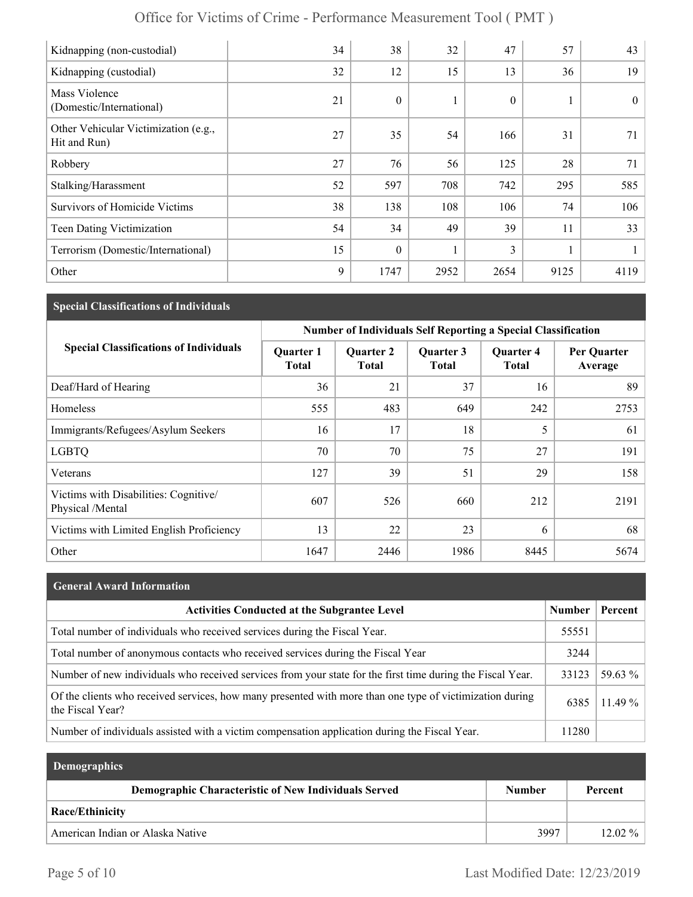| | | | | | | |
|---|---|---|---|---|---|---|
| Kidnapping (non-custodial) | 34 | 38 | 32 | 47 | 57 | 43 |
| Kidnapping (custodial) | 32 | 12 | 15 | 13 | 36 | 19 |
| Mass Violence (Domestic/International) | 21 | 0 | 1 | 0 | 1 | 0 |
| Other Vehicular Victimization (e.g., Hit and Run) | 27 | 35 | 54 | 166 | 31 | 71 |
| Robbery | 27 | 76 | 56 | 125 | 28 | 71 |
| Stalking/Harassment | 52 | 597 | 708 | 742 | 295 | 585 |
| Survivors of Homicide Victims | 38 | 138 | 108 | 106 | 74 | 106 |
| Teen Dating Victimization | 54 | 34 | 49 | 39 | 11 | 33 |
| Terrorism (Domestic/International) | 15 | 0 | 1 | 3 | 1 | 1 |
| Other | 9 | 1747 | 2952 | 2654 | 9125 | 4119 |

## Special Classifications of Individuals

| Special Classifications of Individuals | Number of Individuals Self Reporting a Special Classification | | | | |
|---|---|---|---|---|---|
| | Quarter 1 Total | Quarter 2 Total | Quarter 3 Total | Quarter 4 Total | Per Quarter Average |
| Deaf/Hard of Hearing | 36 | 21 | 37 | 16 | 89 |
| Homeless | 555 | 483 | 649 | 242 | 2753 |
| Immigrants/Refugees/Asylum Seekers | 16 | 17 | 18 | 5 | 61 |
| LGBTQ | 70 | 70 | 75 | 27 | 191 |
| Veterans | 127 | 39 | 51 | 29 | 158 |
| Victims with Disabilities: Cognitive/ Physical /Mental | 607 | 526 | 660 | 212 | 2191 |
| Victims with Limited English Proficiency | 13 | 22 | 23 | 6 | 68 |
| Other | 1647 | 2446 | 1986 | 8445 | 5674 |

## General Award Information

| Activities Conducted at the Subgrantee Level | Number | Percent |
|---|---|---|
| Total number of individuals who received services during the Fiscal Year. | 55551 | |
| Total number of anonymous contacts who received services during the Fiscal Year | 3244 | |
| Number of new individuals who received services from your state for the first time during the Fiscal Year. | 33123 | 59.63 % |
| Of the clients who received services, how many presented with more than one type of victimization during the Fiscal Year? | 6385 | 11.49 % |
| Number of individuals assisted with a victim compensation application during the Fiscal Year. | 11280 | |

## Demographics

| Demographic Characteristic of New Individuals Served | Number | Percent |
|---|---|---|
| **Race/Ethinicity** | | |
| American Indian or Alaska Native | 3997 | 12.02 % |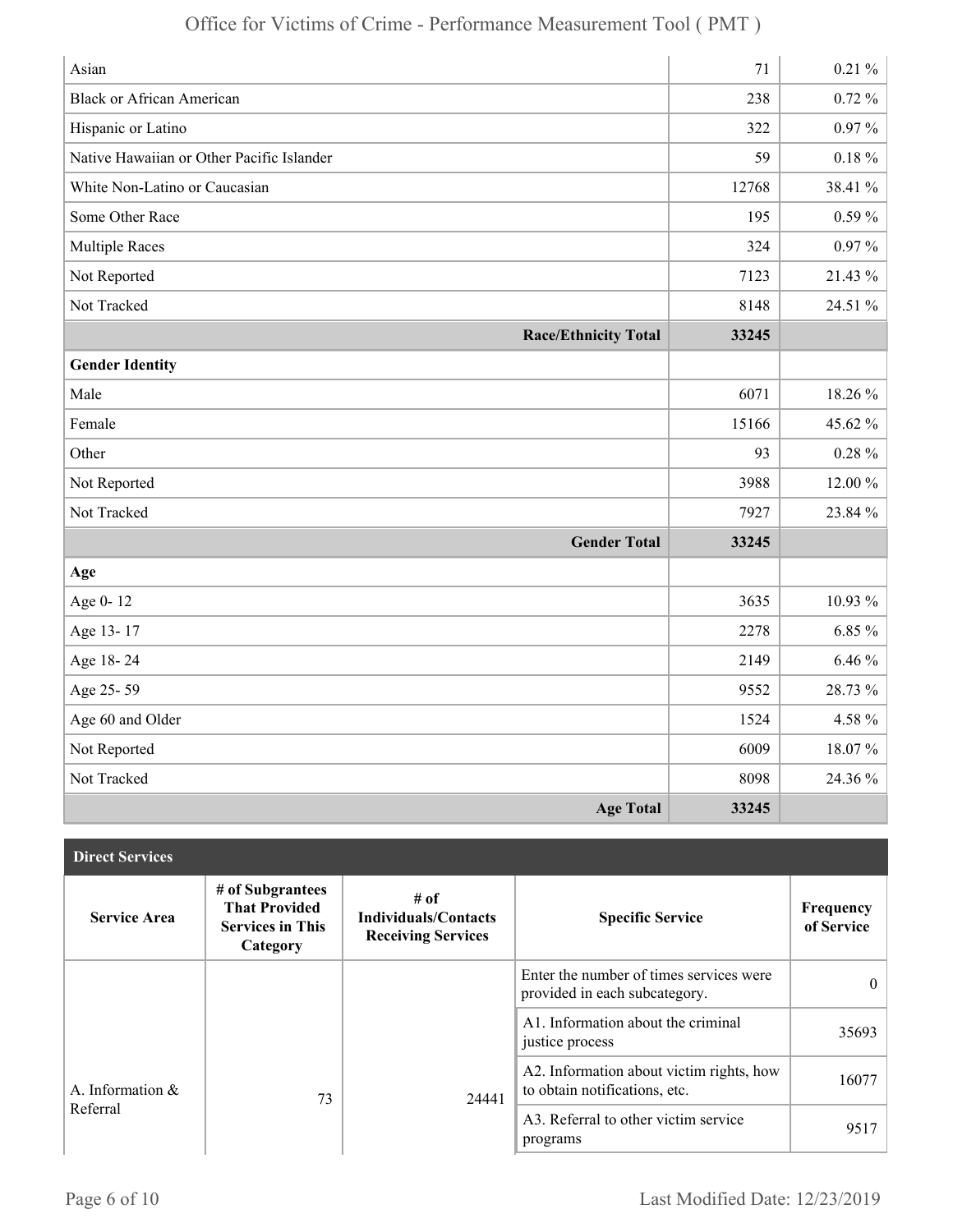| | | |
|---|---|---|
| Asian | 71 | 0.21 % |
| Black or African American | 238 | 0.72 % |
| Hispanic or Latino | 322 | 0.97 % |
| Native Hawaiian or Other Pacific Islander | 59 | 0.18 % |
| White Non-Latino or Caucasian | 12768 | 38.41 % |
| Some Other Race | 195 | 0.59 % |
| Multiple Races | 324 | 0.97 % |
| Not Reported | 7123 | 21.43 % |
| Not Tracked | 8148 | 24.51 % |
| **Race/Ethnicity Total** | **33245** | |
| **Gender Identity** | | |
| Male | 6071 | 18.26 % |
| Female | 15166 | 45.62 % |
| Other | 93 | 0.28 % |
| Not Reported | 3988 | 12.00 % |
| Not Tracked | 7927 | 23.84 % |
| **Gender Total** | **33245** | |
| **Age** | | |
| Age 0- 12 | 3635 | 10.93 % |
| Age 13- 17 | 2278 | 6.85 % |
| Age 18- 24 | 2149 | 6.46 % |
| Age 25- 59 | 9552 | 28.73 % |
| Age 60 and Older | 1524 | 4.58 % |
| Not Reported | 6009 | 18.07 % |
| Not Tracked | 8098 | 24.36 % |
| **Age Total** | **33245** | |

**Direct Services**

| Service Area | # of Subgrantees That Provided Services in This Category | # of Individuals/Contacts Receiving Services | Specific Service | Frequency of Service |
|---|---|---|---|---|
| A. Information & Referral | 73 | 24441 | Enter the number of times services were provided in each subcategory. | 0 |
| | | | A1. Information about the criminal justice process | 35693 |
| | | | A2. Information about victim rights, how to obtain notifications, etc. | 16077 |
| | | | A3. Referral to other victim service programs | 9517 |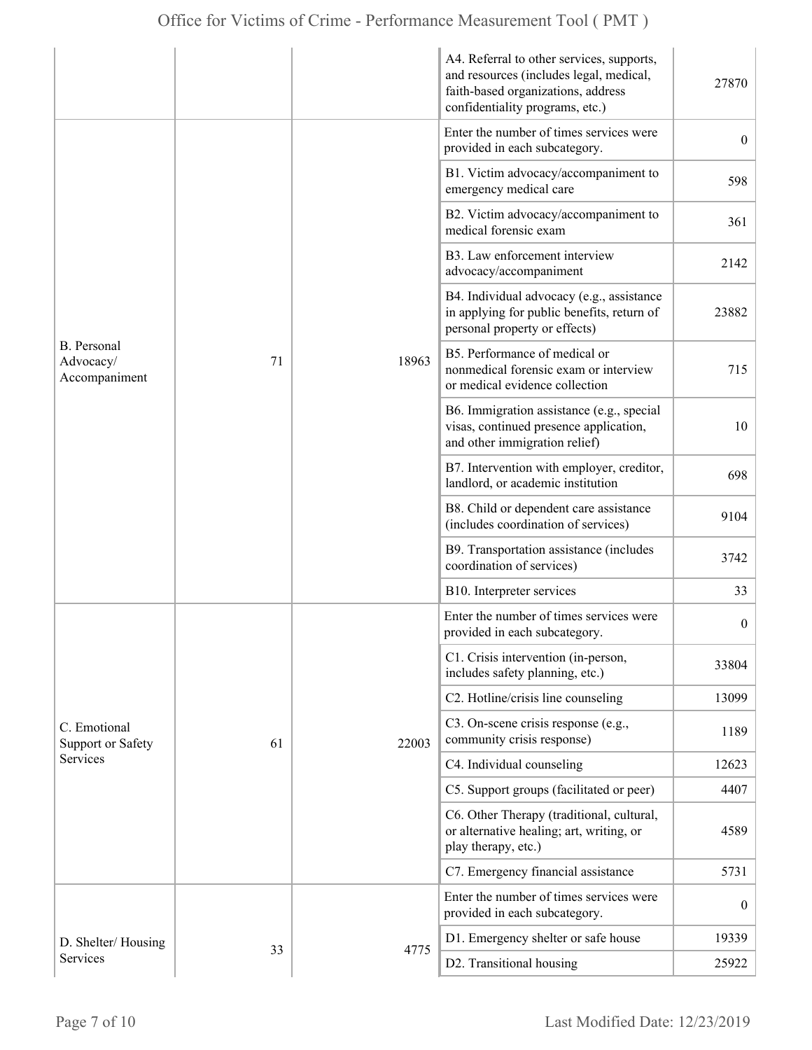| | | | | |
|---|---|---|---|---|
| | | | A4. Referral to other services, supports, and resources (includes legal, medical, faith-based organizations, address confidentiality programs, etc.) | 27870 |
| B. Personal Advocacy/ Accompaniment | 71 | 18963 | Enter the number of times services were provided in each subcategory. | 0 |
| | | | B1. Victim advocacy/accompaniment to emergency medical care | 598 |
| | | | B2. Victim advocacy/accompaniment to medical forensic exam | 361 |
| | | | B3. Law enforcement interview advocacy/accompaniment | 2142 |
| | | | B4. Individual advocacy (e.g., assistance in applying for public benefits, return of personal property or effects) | 23882 |
| | | | B5. Performance of medical or nonmedical forensic exam or interview or medical evidence collection | 715 |
| | | | B6. Immigration assistance (e.g., special visas, continued presence application, and other immigration relief) | 10 |
| | | | B7. Intervention with employer, creditor, landlord, or academic institution | 698 |
| | | | B8. Child or dependent care assistance (includes coordination of services) | 9104 |
| | | | B9. Transportation assistance (includes coordination of services) | 3742 |
| | | | B10. Interpreter services | 33 |
| C. Emotional Support or Safety Services | 61 | 22003 | Enter the number of times services were provided in each subcategory. | 0 |
| | | | C1. Crisis intervention (in-person, includes safety planning, etc.) | 33804 |
| | | | C2. Hotline/crisis line counseling | 13099 |
| | | | C3. On-scene crisis response (e.g., community crisis response) | 1189 |
| | | | C4. Individual counseling | 12623 |
| | | | C5. Support groups (facilitated or peer) | 4407 |
| | | | C6. Other Therapy (traditional, cultural, or alternative healing; art, writing, or play therapy, etc.) | 4589 |
| | | | C7. Emergency financial assistance | 5731 |
| D. Shelter/ Housing Services | 33 | 4775 | Enter the number of times services were provided in each subcategory. | 0 |
| | | | D1. Emergency shelter or safe house | 19339 |
| | | | D2. Transitional housing | 25922 |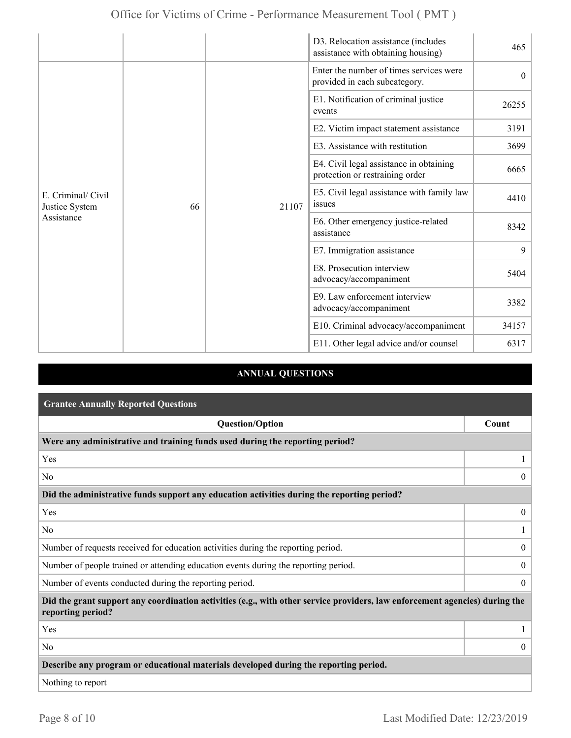| | | | | |
|---|---|---|---|---|
| | | | D3. Relocation assistance (includes assistance with obtaining housing) | 465 |
| E. Criminal/ Civil Justice System Assistance | 66 | 21107 | Enter the number of times services were provided in each subcategory. | 0 |
| | | | E1. Notification of criminal justice events | 26255 |
| | | | E2. Victim impact statement assistance | 3191 |
| | | | E3. Assistance with restitution | 3699 |
| | | | E4. Civil legal assistance in obtaining protection or restraining order | 6665 |
| | | | E5. Civil legal assistance with family law issues | 4410 |
| | | | E6. Other emergency justice-related assistance | 8342 |
| | | | E7. Immigration assistance | 9 |
| | | | E8. Prosecution interview advocacy/accompaniment | 5404 |
| | | | E9. Law enforcement interview advocacy/accompaniment | 3382 |
| | | | E10. Criminal advocacy/accompaniment | 34157 |
| | | | E11. Other legal advice and/or counsel | 6317 |

## ANNUAL QUESTIONS

### Grantee Annually Reported Questions

| Question/Option | Count |
|---|---|
| **Were any administrative and training funds used during the reporting period?** | |
| Yes | 1 |
| No | 0 |
| **Did the administrative funds support any education activities during the reporting period?** | |
| Yes | 0 |
| No | 1 |
| Number of requests received for education activities during the reporting period. | 0 |
| Number of people trained or attending education events during the reporting period. | 0 |
| Number of events conducted during the reporting period. | 0 |
| **Did the grant support any coordination activities (e.g., with other service providers, law enforcement agencies) during the reporting period?** | |
| Yes | 1 |
| No | 0 |
| **Describe any program or educational materials developed during the reporting period.** | |
| Nothing to report | |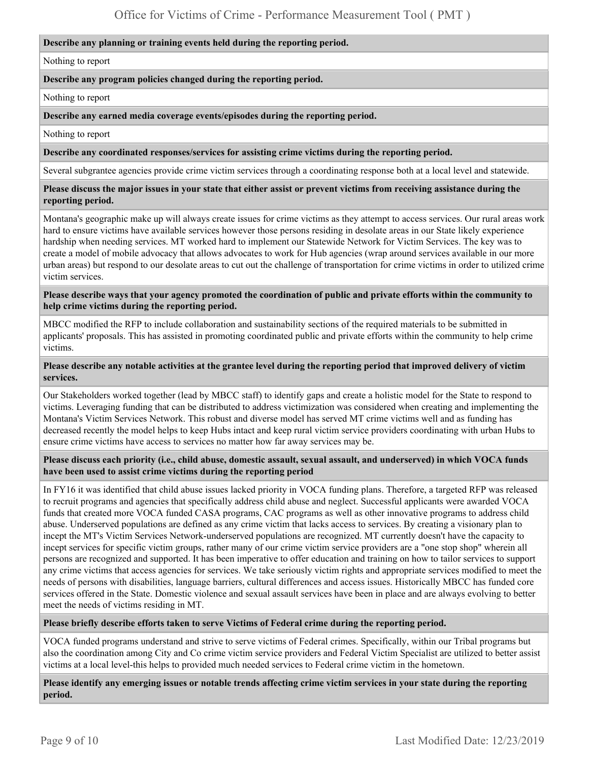**Describe any planning or training events held during the reporting period.**

Nothing to report

**Describe any program policies changed during the reporting period.**

Nothing to report

**Describe any earned media coverage events/episodes during the reporting period.**

Nothing to report

**Describe any coordinated responses/services for assisting crime victims during the reporting period.**

Several subgrantee agencies provide crime victim services through a coordinating response both at a local level and statewide.

**Please discuss the major issues in your state that either assist or prevent victims from receiving assistance during the reporting period.**

Montana's geographic make up will always create issues for crime victims as they attempt to access services. Our rural areas work hard to ensure victims have available services however those persons residing in desolate areas in our State likely experience hardship when needing services. MT worked hard to implement our Statewide Network for Victim Services. The key was to create a model of mobile advocacy that allows advocates to work for Hub agencies (wrap around services available in our more urban areas) but respond to our desolate areas to cut out the challenge of transportation for crime victims in order to utilized crime victim services.

**Please describe ways that your agency promoted the coordination of public and private efforts within the community to help crime victims during the reporting period.**

MBCC modified the RFP to include collaboration and sustainability sections of the required materials to be submitted in applicants' proposals. This has assisted in promoting coordinated public and private efforts within the community to help crime victims.

**Please describe any notable activities at the grantee level during the reporting period that improved delivery of victim services.**

Our Stakeholders worked together (lead by MBCC staff) to identify gaps and create a holistic model for the State to respond to victims. Leveraging funding that can be distributed to address victimization was considered when creating and implementing the Montana's Victim Services Network. This robust and diverse model has served MT crime victims well and as funding has decreased recently the model helps to keep Hubs intact and keep rural victim service providers coordinating with urban Hubs to ensure crime victims have access to services no matter how far away services may be.

**Please discuss each priority (i.e., child abuse, domestic assault, sexual assault, and underserved) in which VOCA funds have been used to assist crime victims during the reporting period**

In FY16 it was identified that child abuse issues lacked priority in VOCA funding plans. Therefore, a targeted RFP was released to recruit programs and agencies that specifically address child abuse and neglect. Successful applicants were awarded VOCA funds that created more VOCA funded CASA programs, CAC programs as well as other innovative programs to address child abuse. Underserved populations are defined as any crime victim that lacks access to services. By creating a visionary plan to incept the MT's Victim Services Network-underserved populations are recognized. MT currently doesn't have the capacity to incept services for specific victim groups, rather many of our crime victim service providers are a "one stop shop" wherein all persons are recognized and supported. It has been imperative to offer education and training on how to tailor services to support any crime victims that access agencies for services. We take seriously victim rights and appropriate services modified to meet the needs of persons with disabilities, language barriers, cultural differences and access issues. Historically MBCC has funded core services offered in the State. Domestic violence and sexual assault services have been in place and are always evolving to better meet the needs of victims residing in MT.

**Please briefly describe efforts taken to serve Victims of Federal crime during the reporting period.**

VOCA funded programs understand and strive to serve victims of Federal crimes. Specifically, within our Tribal programs but also the coordination among City and Co crime victim service providers and Federal Victim Specialist are utilized to better assist victims at a local level-this helps to provided much needed services to Federal crime victim in the hometown.

**Please identify any emerging issues or notable trends affecting crime victim services in your state during the reporting period.**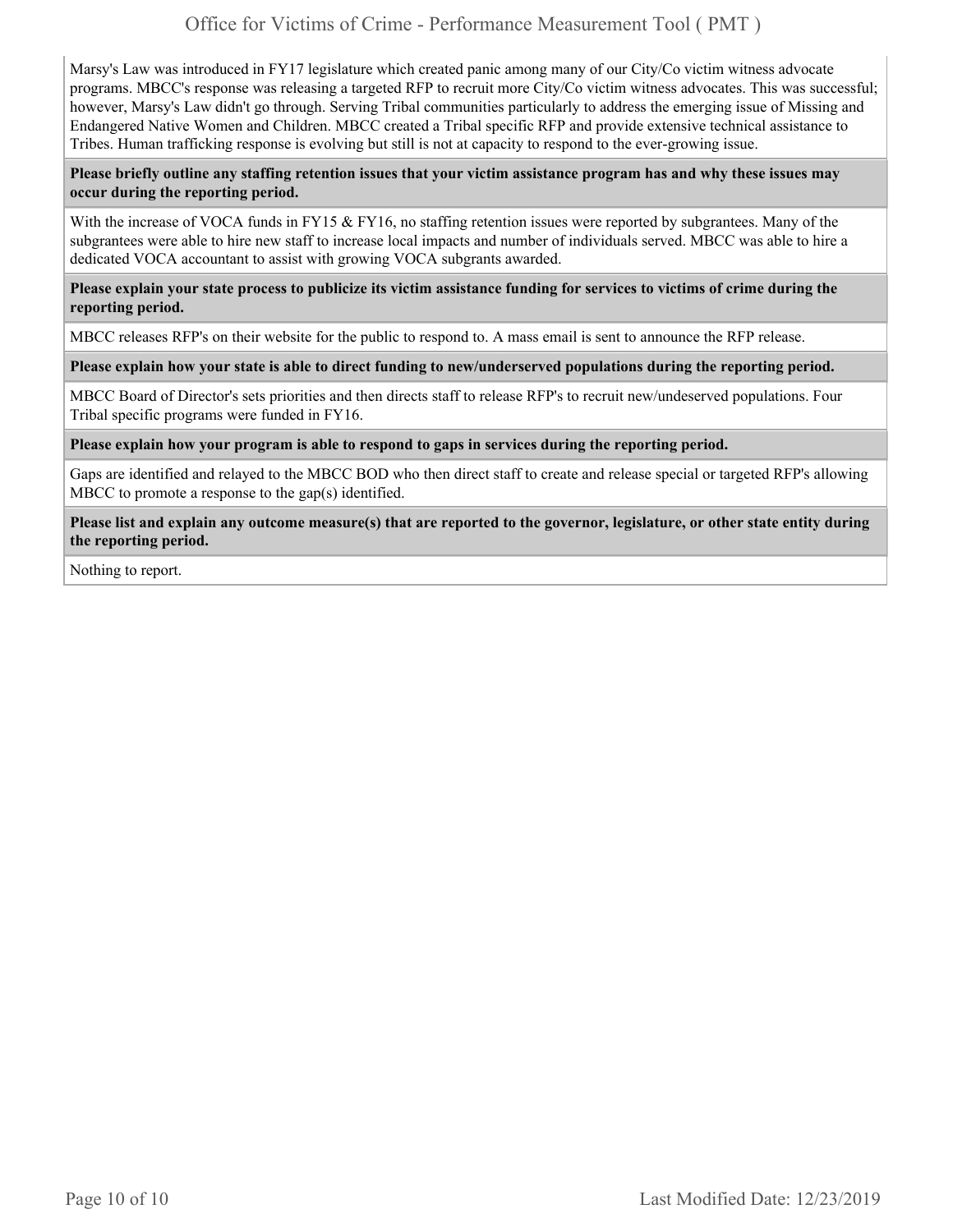Marsy's Law was introduced in FY17 legislature which created panic among many of our City/Co victim witness advocate programs. MBCC's response was releasing a targeted RFP to recruit more City/Co victim witness advocates. This was successful; however, Marsy's Law didn't go through. Serving Tribal communities particularly to address the emerging issue of Missing and Endangered Native Women and Children. MBCC created a Tribal specific RFP and provide extensive technical assistance to Tribes. Human trafficking response is evolving but still is not at capacity to respond to the ever-growing issue.

**Please briefly outline any staffing retention issues that your victim assistance program has and why these issues may occur during the reporting period.**

With the increase of VOCA funds in FY15 & FY16, no staffing retention issues were reported by subgrantees. Many of the subgrantees were able to hire new staff to increase local impacts and number of individuals served. MBCC was able to hire a dedicated VOCA accountant to assist with growing VOCA subgrants awarded.

**Please explain your state process to publicize its victim assistance funding for services to victims of crime during the reporting period.**

MBCC releases RFP's on their website for the public to respond to. A mass email is sent to announce the RFP release.

**Please explain how your state is able to direct funding to new/underserved populations during the reporting period.**

MBCC Board of Director's sets priorities and then directs staff to release RFP's to recruit new/undeserved populations. Four Tribal specific programs were funded in FY16.

**Please explain how your program is able to respond to gaps in services during the reporting period.**

Gaps are identified and relayed to the MBCC BOD who then direct staff to create and release special or targeted RFP's allowing MBCC to promote a response to the gap(s) identified.

**Please list and explain any outcome measure(s) that are reported to the governor, legislature, or other state entity during the reporting period.**

Nothing to report.